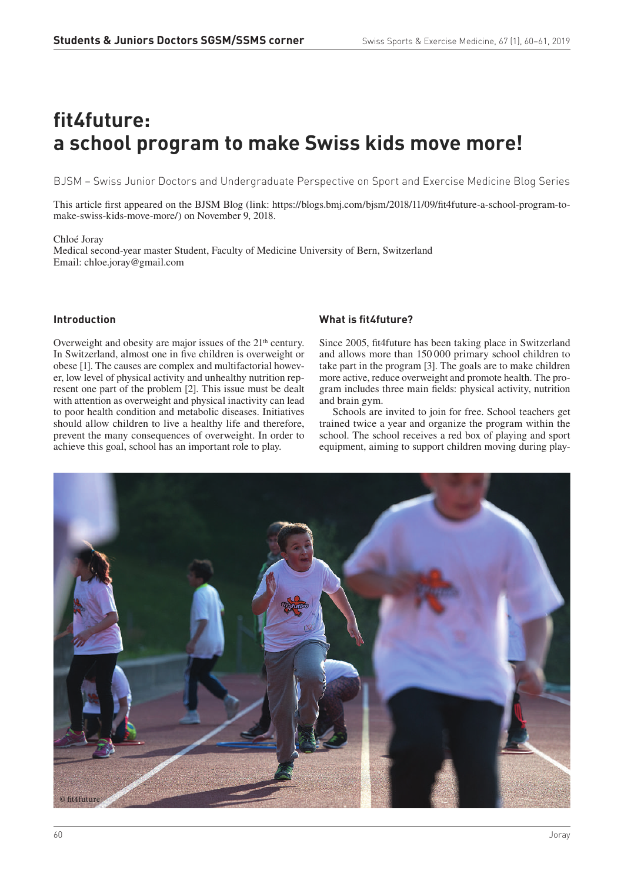# fit4future: a school program to make Swiss kids move more!

BJSM – Swiss Junior Doctors and Undergraduate Perspective on Sport and Exercise Medicine Blog Series

This article first appeared on the BJSM Blog (link: https://blogs.bmj.com/bjsm/2018/11/09/fit4future-a-school-program-to-make-swiss-kids-move-more/) on November 9, 2018.

Chloé Joray
Medical second-year master Student, Faculty of Medicine University of Bern, Switzerland
Email: chloe.joray@gmail.com

## Introduction

Overweight and obesity are major issues of the 21th century. In Switzerland, almost one in five children is overweight or obese [1]. The causes are complex and multifactorial however, low level of physical activity and unhealthy nutrition represent one part of the problem [2]. This issue must be dealt with attention as overweight and physical inactivity can lead to poor health condition and metabolic diseases. Initiatives should allow children to live a healthy life and therefore, prevent the many consequences of overweight. In order to achieve this goal, school has an important role to play.

## What is fit4future?

Since 2005, fit4future has been taking place in Switzerland and allows more than 150 000 primary school children to take part in the program [3]. The goals are to make children more active, reduce overweight and promote health. The program includes three main fields: physical activity, nutrition and brain gym.

Schools are invited to join for free. School teachers get trained twice a year and organize the program within the school. The school receives a red box of playing and sport equipment, aiming to support children moving during play-

© fit4future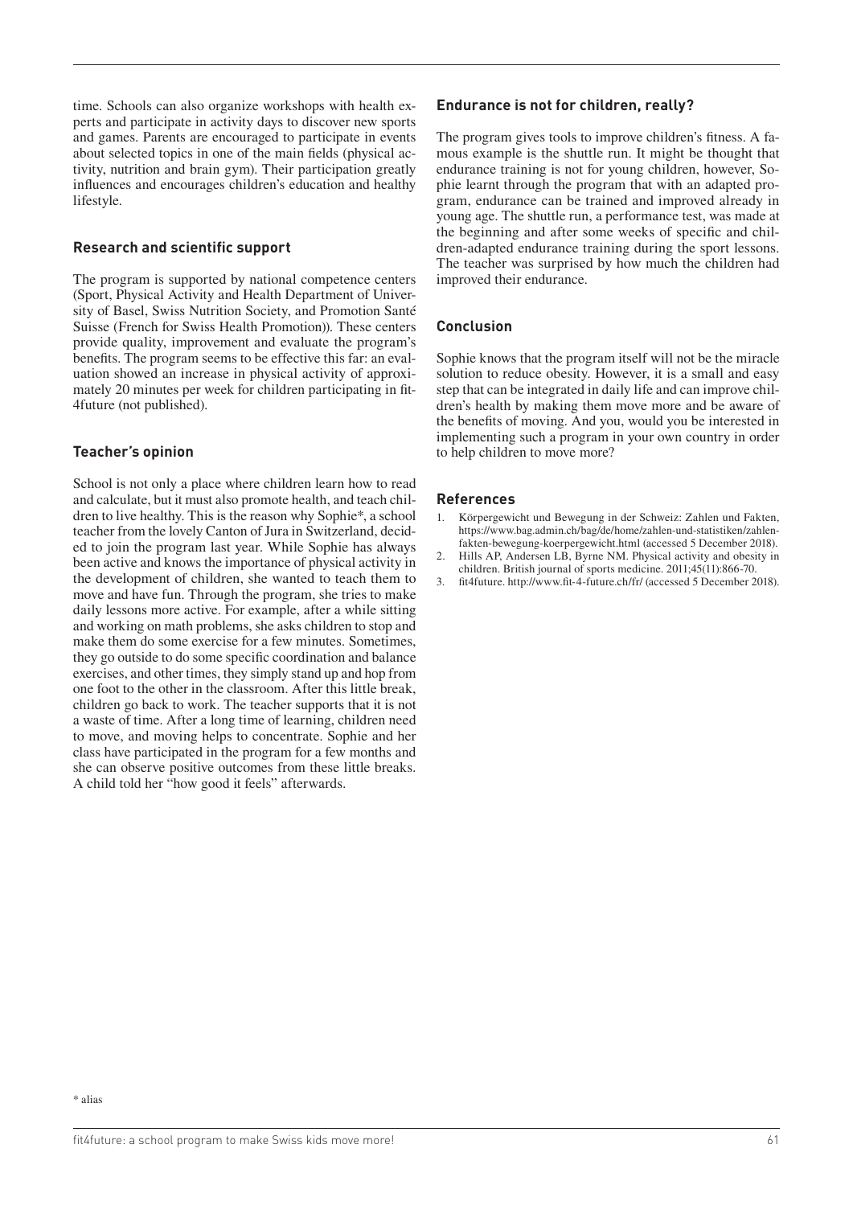time. Schools can also organize workshops with health experts and participate in activity days to discover new sports and games. Parents are encouraged to participate in events about selected topics in one of the main fields (physical activity, nutrition and brain gym). Their participation greatly influences and encourages children's education and healthy lifestyle.

## Research and scientific support

The program is supported by national competence centers (Sport, Physical Activity and Health Department of University of Basel, Swiss Nutrition Society, and Promotion Santé Suisse (French for Swiss Health Promotion)). These centers provide quality, improvement and evaluate the program's benefits. The program seems to be effective this far: an evaluation showed an increase in physical activity of approximately 20 minutes per week for children participating in fit4future (not published).

## Teacher's opinion

School is not only a place where children learn how to read and calculate, but it must also promote health, and teach children to live healthy. This is the reason why Sophie*, a school teacher from the lovely Canton of Jura in Switzerland, decided to join the program last year. While Sophie has always been active and knows the importance of physical activity in the development of children, she wanted to teach them to move and have fun. Through the program, she tries to make daily lessons more active. For example, after a while sitting and working on math problems, she asks children to stop and make them do some exercise for a few minutes. Sometimes, they go outside to do some specific coordination and balance exercises, and other times, they simply stand up and hop from one foot to the other in the classroom. After this little break, children go back to work. The teacher supports that it is not a waste of time. After a long time of learning, children need to move, and moving helps to concentrate. Sophie and her class have participated in the program for a few months and she can observe positive outcomes from these little breaks. A child told her "how good it feels" afterwards.

## Endurance is not for children, really?

The program gives tools to improve children's fitness. A famous example is the shuttle run. It might be thought that endurance training is not for young children, however, Sophie learnt through the program that with an adapted program, endurance can be trained and improved already in young age. The shuttle run, a performance test, was made at the beginning and after some weeks of specific and children-adapted endurance training during the sport lessons. The teacher was surprised by how much the children had improved their endurance.

## Conclusion

Sophie knows that the program itself will not be the miracle solution to reduce obesity. However, it is a small and easy step that can be integrated in daily life and can improve children's health by making them move more and be aware of the benefits of moving. And you, would you be interested in implementing such a program in your own country in order to help children to move more?

## References

1. Körpergewicht und Bewegung in der Schweiz: Zahlen und Fakten, https://www.bag.admin.ch/bag/de/home/zahlen-und-statistiken/zahlen-fakten-bewegung-koerpergewicht.html (accessed 5 December 2018).
2. Hills AP, Andersen LB, Byrne NM. Physical activity and obesity in children. British journal of sports medicine. 2011;45(11):866-70.
3. fit4future. http://www.fit-4-future.ch/fr/ (accessed 5 December 2018).

\* alias